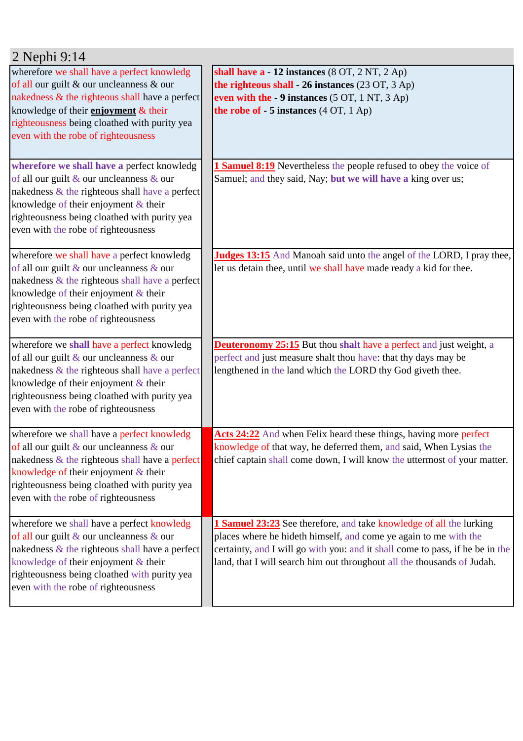## 2 Nephi 9:14

| | |
|---|---|
| wherefore we shall have a perfect knowledg of all our guilt & our uncleanness & our nakedness & the righteous shall have a perfect knowledge of their **enjoyment** & their righteousness being cloathed with purity yea even with the robe of righteousness | **shall have a - 12 instances** (8 OT, 2 NT, 2 Ap)<br>**the righteous shall - 26 instances** (23 OT, 3 Ap)<br>**even with the - 9 instances** (5 OT, 1 NT, 3 Ap)<br>**the robe of - 5 instances** (4 OT, 1 Ap) |
| **wherefore we shall have a** perfect knowledg of all our guilt & our uncleanness & our nakedness & the righteous shall have a perfect knowledge of their enjoyment & their righteousness being cloathed with purity yea even with the robe of righteousness | **1 Samuel 8:19** Nevertheless the people refused to obey the voice of Samuel; and they said, Nay; **but we will have a** king over us; |
| wherefore we shall have a perfect knowledg of all our guilt & our uncleanness & our nakedness & the righteous shall have a perfect knowledge of their enjoyment & their righteousness being cloathed with purity yea even with the robe of righteousness | **Judges 13:15** And Manoah said unto the angel of the LORD, I pray thee, let us detain thee, until we shall have made ready a kid for thee. |
| wherefore we **shall** have a perfect knowledg of all our guilt & our uncleanness & our nakedness & the righteous shall have a perfect knowledge of their enjoyment & their righteousness being cloathed with purity yea even with the robe of righteousness | **Deuteronomy 25:15** But thou **shalt** have a perfect and just weight, a perfect and just measure shalt thou have: that thy days may be lengthened in the land which the LORD thy God giveth thee. |
| wherefore we shall have a perfect knowledg of all our guilt & our uncleanness & our nakedness & the righteous shall have a perfect knowledge of their enjoyment & their righteousness being cloathed with purity yea even with the robe of righteousness | **Acts 24:22** And when Felix heard these things, having more perfect knowledge of that way, he deferred them, and said, When Lysias the chief captain shall come down, I will know the uttermost of your matter. |
| wherefore we shall have a perfect knowledg of all our guilt & our uncleanness & our nakedness & the righteous shall have a perfect knowledge of their enjoyment & their righteousness being cloathed with purity yea even with the robe of righteousness | **1 Samuel 23:23** See therefore, and take knowledge of all the lurking places where he hideth himself, and come ye again to me with the certainty, and I will go with you: and it shall come to pass, if he be in the land, that I will search him out throughout all the thousands of Judah. |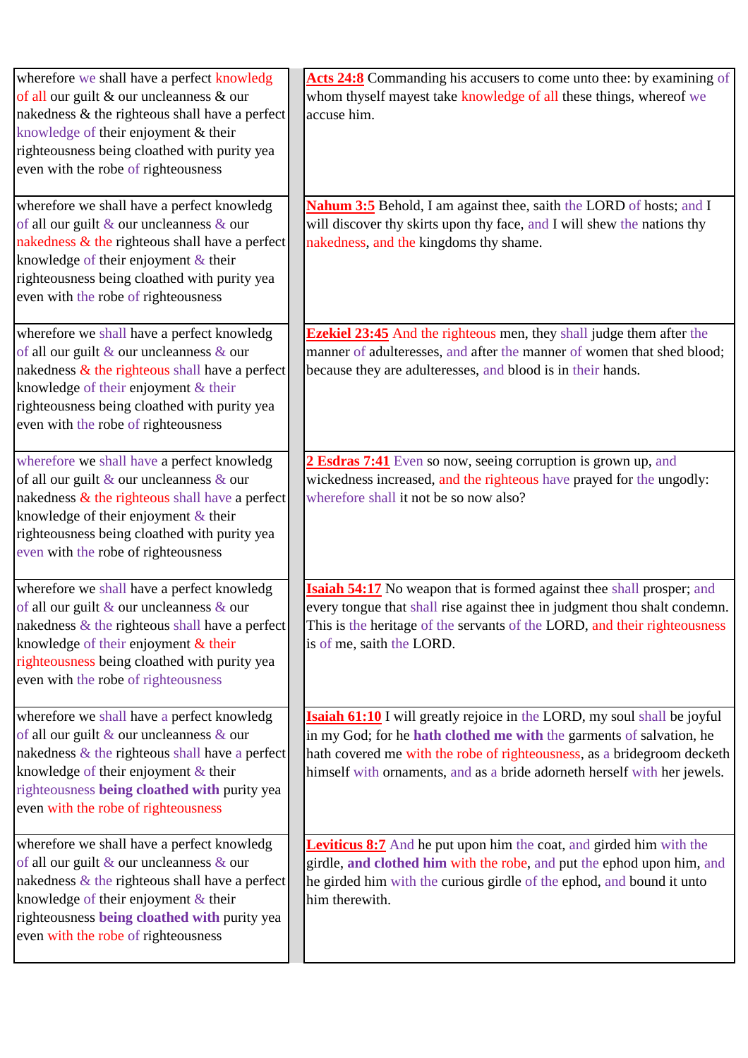| | |
|---|---|
| wherefore we shall have a perfect knowledg of all our guilt & our uncleanness & our nakedness & the righteous shall have a perfect knowledge of their enjoyment & their righteousness being cloathed with purity yea even with the robe of righteousness | Acts 24:8 Commanding his accusers to come unto thee: by examining of whom thyself mayest take knowledge of all these things, whereof we accuse him. |
| wherefore we shall have a perfect knowledg of all our guilt & our uncleanness & our nakedness & the righteous shall have a perfect knowledge of their enjoyment & their righteousness being cloathed with purity yea even with the robe of righteousness | Nahum 3:5 Behold, I am against thee, saith the LORD of hosts; and I will discover thy skirts upon thy face, and I will shew the nations thy nakedness, and the kingdoms thy shame. |
| wherefore we shall have a perfect knowledg of all our guilt & our uncleanness & our nakedness & the righteous shall have a perfect knowledge of their enjoyment & their righteousness being cloathed with purity yea even with the robe of righteousness | Ezekiel 23:45 And the righteous men, they shall judge them after the manner of adulteresses, and after the manner of women that shed blood; because they are adulteresses, and blood is in their hands. |
| wherefore we shall have a perfect knowledg of all our guilt & our uncleanness & our nakedness & the righteous shall have a perfect knowledge of their enjoyment & their righteousness being cloathed with purity yea even with the robe of righteousness | 2 Esdras 7:41 Even so now, seeing corruption is grown up, and wickedness increased, and the righteous have prayed for the ungodly: wherefore shall it not be so now also? |
| wherefore we shall have a perfect knowledg of all our guilt & our uncleanness & our nakedness & the righteous shall have a perfect knowledge of their enjoyment & their righteousness being cloathed with purity yea even with the robe of righteousness | Isaiah 54:17 No weapon that is formed against thee shall prosper; and every tongue that shall rise against thee in judgment thou shalt condemn. This is the heritage of the servants of the LORD, and their righteousness is of me, saith the LORD. |
| wherefore we shall have a perfect knowledg of all our guilt & our uncleanness & our nakedness & the righteous shall have a perfect knowledge of their enjoyment & their righteousness **being cloathed with** purity yea even with the robe of righteousness | Isaiah 61:10 I will greatly rejoice in the LORD, my soul shall be joyful in my God; for he **hath clothed me with** the garments of salvation, he hath covered me with the robe of righteousness, as a bridegroom decketh himself with ornaments, and as a bride adorneth herself with her jewels. |
| wherefore we shall have a perfect knowledg of all our guilt & our uncleanness & our nakedness & the righteous shall have a perfect knowledge of their enjoyment & their righteousness **being cloathed with** purity yea even with the robe of righteousness | Leviticus 8:7 And he put upon him the coat, and girded him with the girdle, **and clothed him** with the robe, and put the ephod upon him, and he girded him with the curious girdle of the ephod, and bound it unto him therewith. |